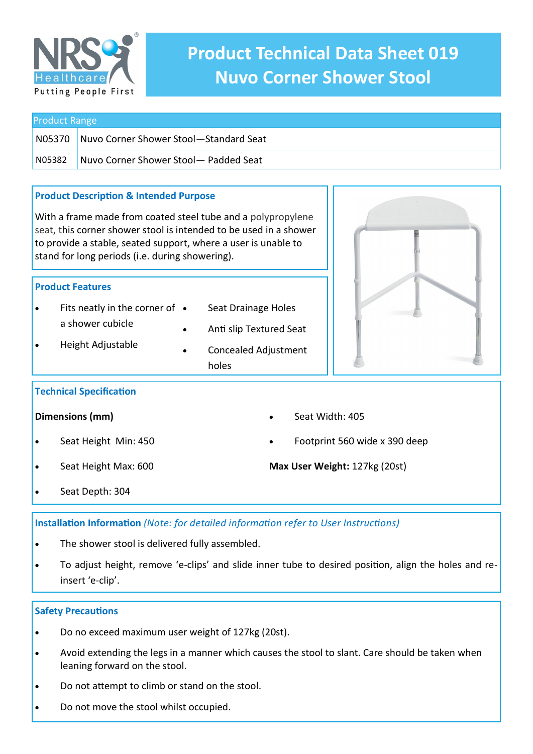NRS Healthcare
Putting People First

# Product Technical Data Sheet 019
# Nuvo Corner Shower Stool

| Product Range | |
|---|---|
| N05370 | Nuvo Corner Shower Stool—Standard Seat |
| N05382 | Nuvo Corner Shower Stool— Padded Seat |

## Product Description & Intended Purpose

With a frame made from coated steel tube and a polypropylene seat, this corner shower stool is intended to be used in a shower to provide a stable, seated support, where a user is unable to stand for long periods (i.e. during showering).

## Product Features

- Fits neatly in the corner of a shower cubicle
- Height Adjustable
- Seat Drainage Holes
- Anti slip Textured Seat
- Concealed Adjustment holes

## Technical Specification

**Dimensions (mm)**

- Seat Height Min: 450
- Seat Height Max: 600
- Seat Depth: 304
- Seat Width: 405
- Footprint 560 wide x 390 deep

**Max User Weight:** 127kg (20st)

## Installation Information *(Note: for detailed information refer to User Instructions)*

- The shower stool is delivered fully assembled.
- To adjust height, remove 'e-clips' and slide inner tube to desired position, align the holes and re-insert 'e-clip'.

## Safety Precautions

- Do no exceed maximum user weight of 127kg (20st).
- Avoid extending the legs in a manner which causes the stool to slant. Care should be taken when leaning forward on the stool.
- Do not attempt to climb or stand on the stool.
- Do not move the stool whilst occupied.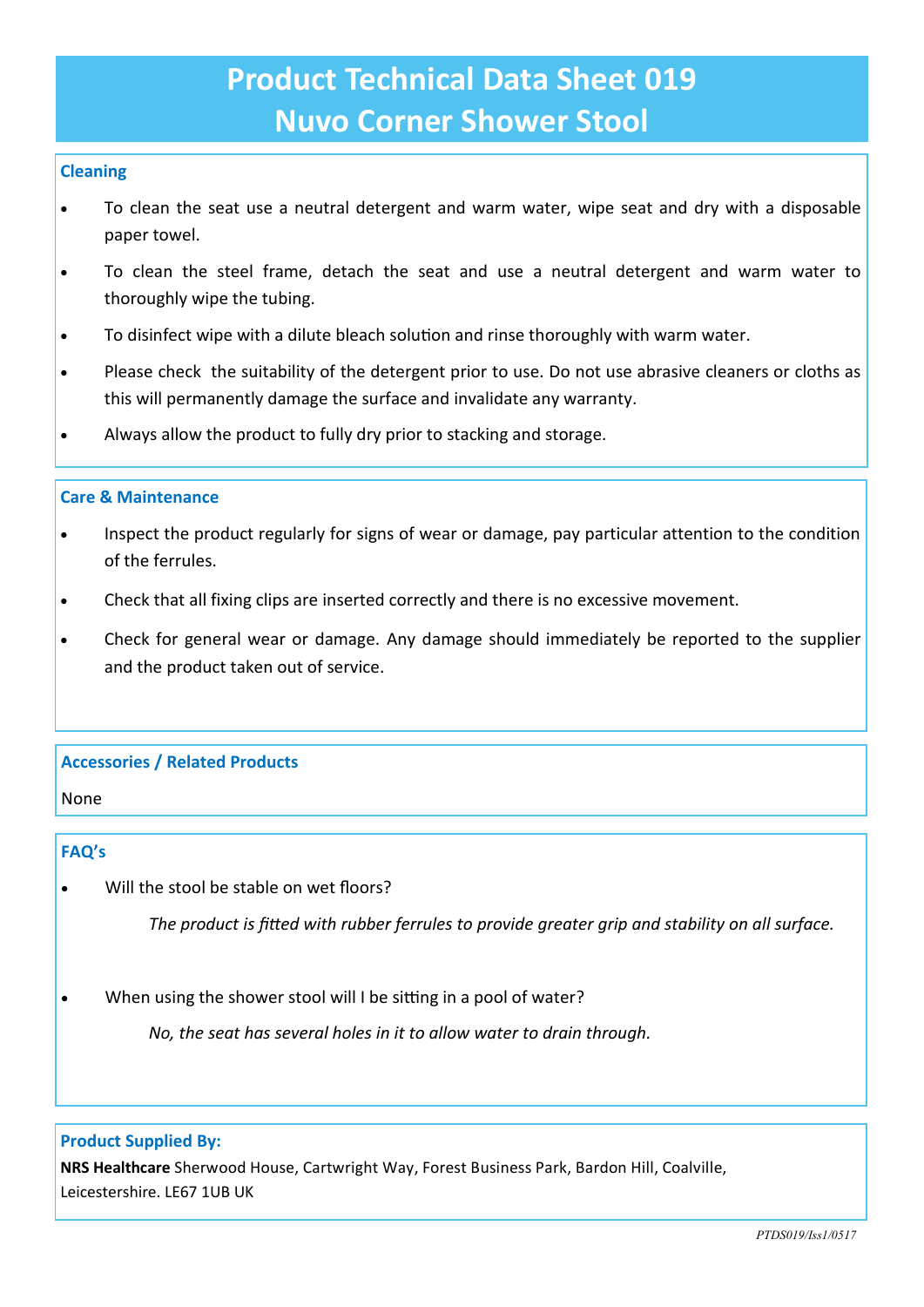# Product Technical Data Sheet 019
# Nuvo Corner Shower Stool

## Cleaning

- To clean the seat use a neutral detergent and warm water, wipe seat and dry with a disposable paper towel.
- To clean the steel frame, detach the seat and use a neutral detergent and warm water to thoroughly wipe the tubing.
- To disinfect wipe with a dilute bleach solution and rinse thoroughly with warm water.
- Please check the suitability of the detergent prior to use. Do not use abrasive cleaners or cloths as this will permanently damage the surface and invalidate any warranty.
- Always allow the product to fully dry prior to stacking and storage.

## Care & Maintenance

- Inspect the product regularly for signs of wear or damage, pay particular attention to the condition of the ferrules.
- Check that all fixing clips are inserted correctly and there is no excessive movement.
- Check for general wear or damage. Any damage should immediately be reported to the supplier and the product taken out of service.

## Accessories / Related Products

None

## FAQ's

- Will the stool be stable on wet floors?

  *The product is fitted with rubber ferrules to provide greater grip and stability on all surface.*

- When using the shower stool will I be sitting in a pool of water?

  *No, the seat has several holes in it to allow water to drain through.*

## Product Supplied By:

**NRS Healthcare** Sherwood House, Cartwright Way, Forest Business Park, Bardon Hill, Coalville, Leicestershire. LE67 1UB UK

PTDS019/Iss1/0517